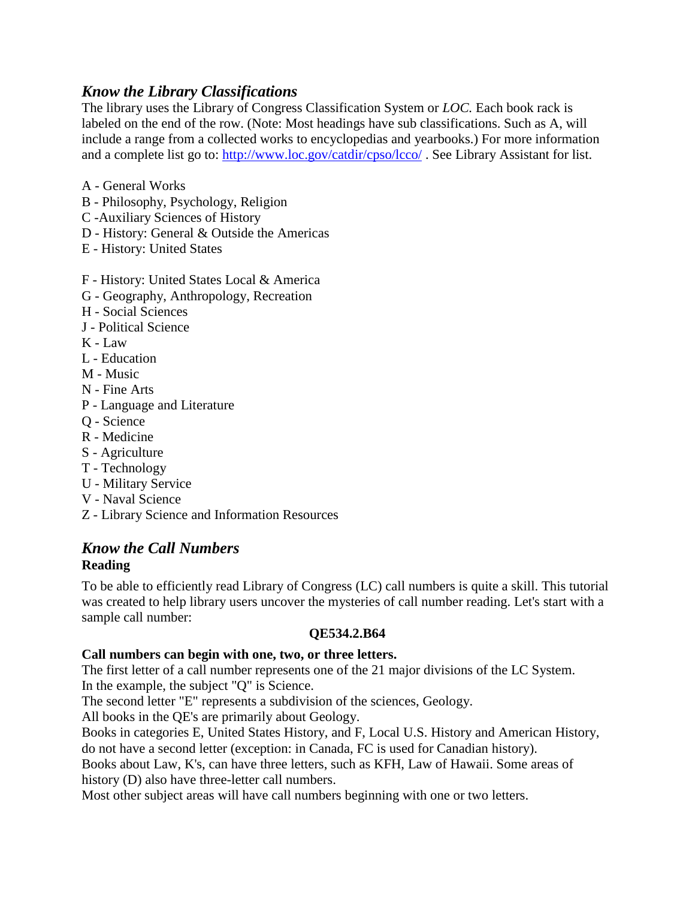## *Know the Library Classifications*

The library uses the Library of Congress Classification System or *LOC.* Each book rack is labeled on the end of the row. (Note: Most headings have sub classifications. Such as A, will include a range from a collected works to encyclopedias and yearbooks.) For more information and a complete list go to: [http://www.loc.gov/catdir/cpso/lcco/](http://www.loc.gov/catdir/cpso/lcco/) . See Library Assistant for list.

A - General Works
B - Philosophy, Psychology, Religion
C -Auxiliary Sciences of History
D - History: General & Outside the Americas
E - History: United States

F - History: United States Local & America
G - Geography, Anthropology, Recreation
H - Social Sciences
J - Political Science
K - Law
L - Education
M - Music
N - Fine Arts
P - Language and Literature
Q - Science
R - Medicine
S - Agriculture
T - Technology
U - Military Service
V - Naval Science
Z - Library Science and Information Resources

## *Know the Call Numbers*

**Reading**

To be able to efficiently read Library of Congress (LC) call numbers is quite a skill. This tutorial was created to help library users uncover the mysteries of call number reading. Let's start with a sample call number:

**QE534.2.B64**

**Call numbers can begin with one, two, or three letters.**

The first letter of a call number represents one of the 21 major divisions of the LC System.
In the example, the subject "Q" is Science.
The second letter "E" represents a subdivision of the sciences, Geology.
All books in the QE's are primarily about Geology.
Books in categories E, United States History, and F, Local U.S. History and American History, do not have a second letter (exception: in Canada, FC is used for Canadian history).
Books about Law, K's, can have three letters, such as KFH, Law of Hawaii. Some areas of history (D) also have three-letter call numbers.
Most other subject areas will have call numbers beginning with one or two letters.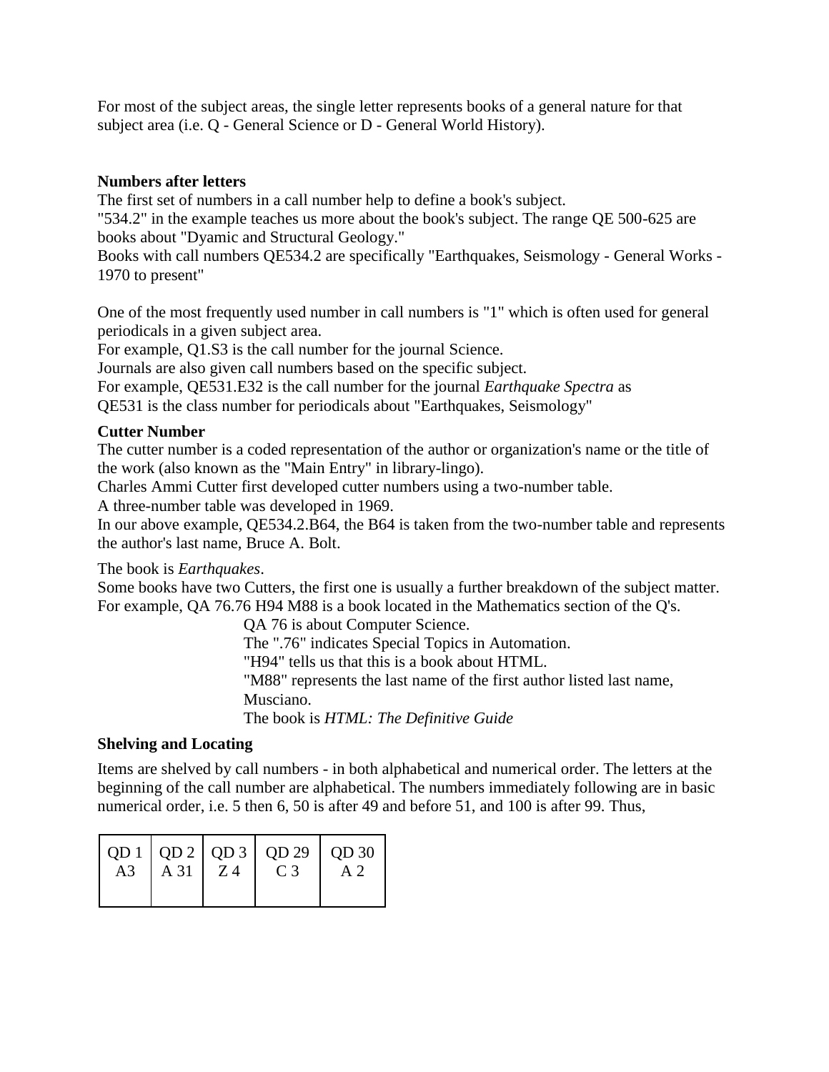For most of the subject areas, the single letter represents books of a general nature for that subject area (i.e. Q - General Science or D - General World History).

### Numbers after letters

The first set of numbers in a call number help to define a book's subject.
"534.2" in the example teaches us more about the book's subject. The range QE 500-625 are books about "Dyamic and Structural Geology."
Books with call numbers QE534.2 are specifically "Earthquakes, Seismology - General Works - 1970 to present"

One of the most frequently used number in call numbers is "1" which is often used for general periodicals in a given subject area.
For example, Q1.S3 is the call number for the journal Science.
Journals are also given call numbers based on the specific subject.
For example, QE531.E32 is the call number for the journal *Earthquake Spectra* as
QE531 is the class number for periodicals about "Earthquakes, Seismology"

### Cutter Number

The cutter number is a coded representation of the author or organization's name or the title of the work (also known as the "Main Entry" in library-lingo).
Charles Ammi Cutter first developed cutter numbers using a two-number table.
A three-number table was developed in 1969.
In our above example, QE534.2.B64, the B64 is taken from the two-number table and represents the author's last name, Bruce A. Bolt.

The book is *Earthquakes*.
Some books have two Cutters, the first one is usually a further breakdown of the subject matter.
For example, QA 76.76 H94 M88 is a book located in the Mathematics section of the Q's.

> QA 76 is about Computer Science.
> The ".76" indicates Special Topics in Automation.
> "H94" tells us that this is a book about HTML.
> "M88" represents the last name of the first author listed last name, Musciano.
> The book is *HTML: The Definitive Guide*

### Shelving and Locating

Items are shelved by call numbers - in both alphabetical and numerical order. The letters at the beginning of the call number are alphabetical. The numbers immediately following are in basic numerical order, i.e. 5 then 6, 50 is after 49 and before 51, and 100 is after 99. Thus,

| QD 1 | QD 2 | QD 3 | QD 29 | QD 30 |
|---|---|---|---|---|
| A3 | A 31 | Z 4 | C 3 | A 2 |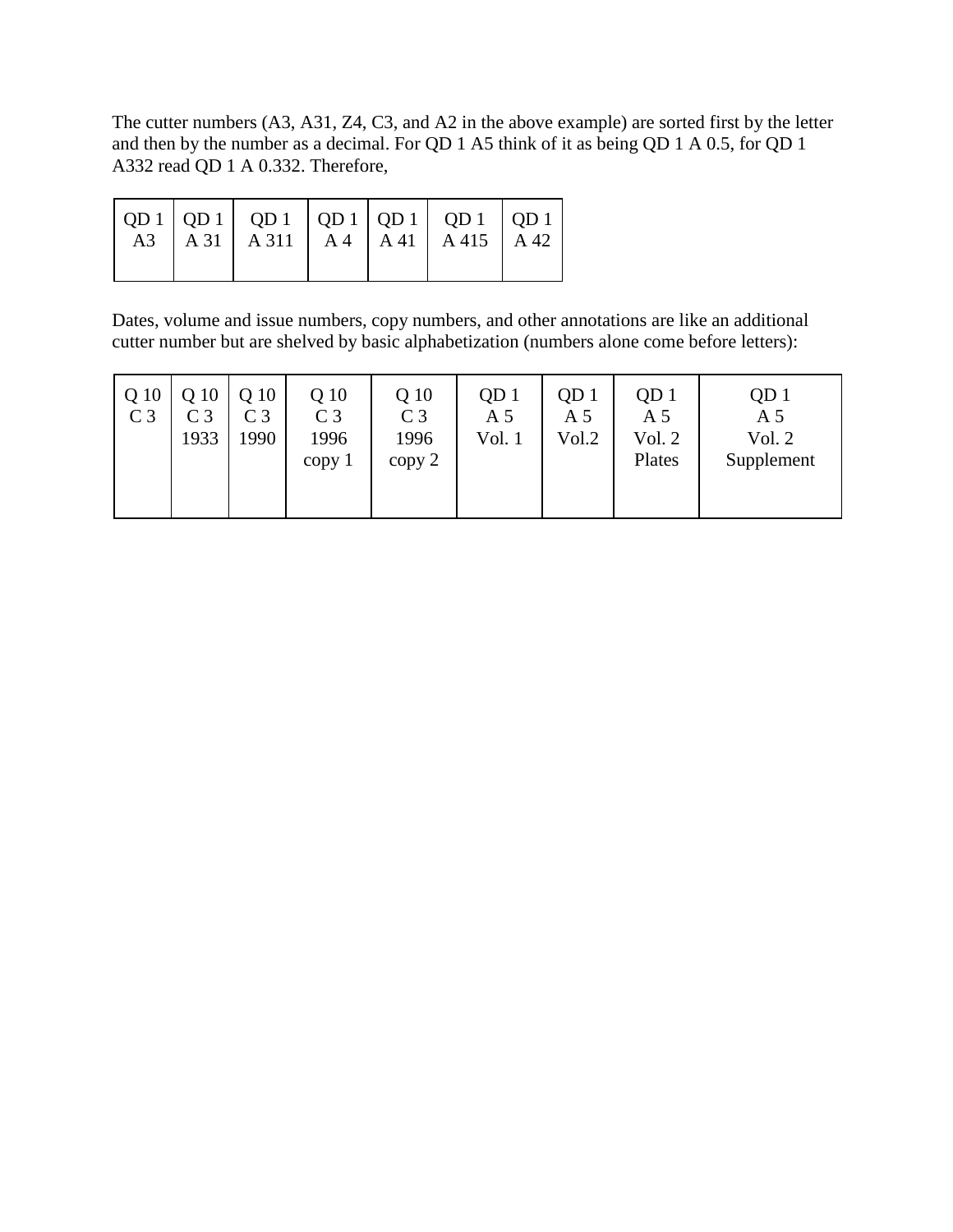The cutter numbers (A3, A31, Z4, C3, and A2 in the above example) are sorted first by the letter and then by the number as a decimal. For QD 1 A5 think of it as being QD 1 A 0.5, for QD 1 A332 read QD 1 A 0.332. Therefore,

| | | | | | | |
|---|---|---|---|---|---|---|
| QD 1 A3 | QD 1 A 31 | QD 1 A 311 | QD 1 A 4 | QD 1 A 41 | QD 1 A 415 | QD 1 A 42 |

Dates, volume and issue numbers, copy numbers, and other annotations are like an additional cutter number but are shelved by basic alphabetization (numbers alone come before letters):

| | | | | | | | | |
|---|---|---|---|---|---|---|---|---|
| Q 10 C 3 | Q 10 C 3 1933 | Q 10 C 3 1990 | Q 10 C 3 1996 copy 1 | Q 10 C 3 1996 copy 2 | QD 1 A 5 Vol. 1 | QD 1 A 5 Vol.2 | QD 1 A 5 Vol. 2 Plates | QD 1 A 5 Vol. 2 Supplement |